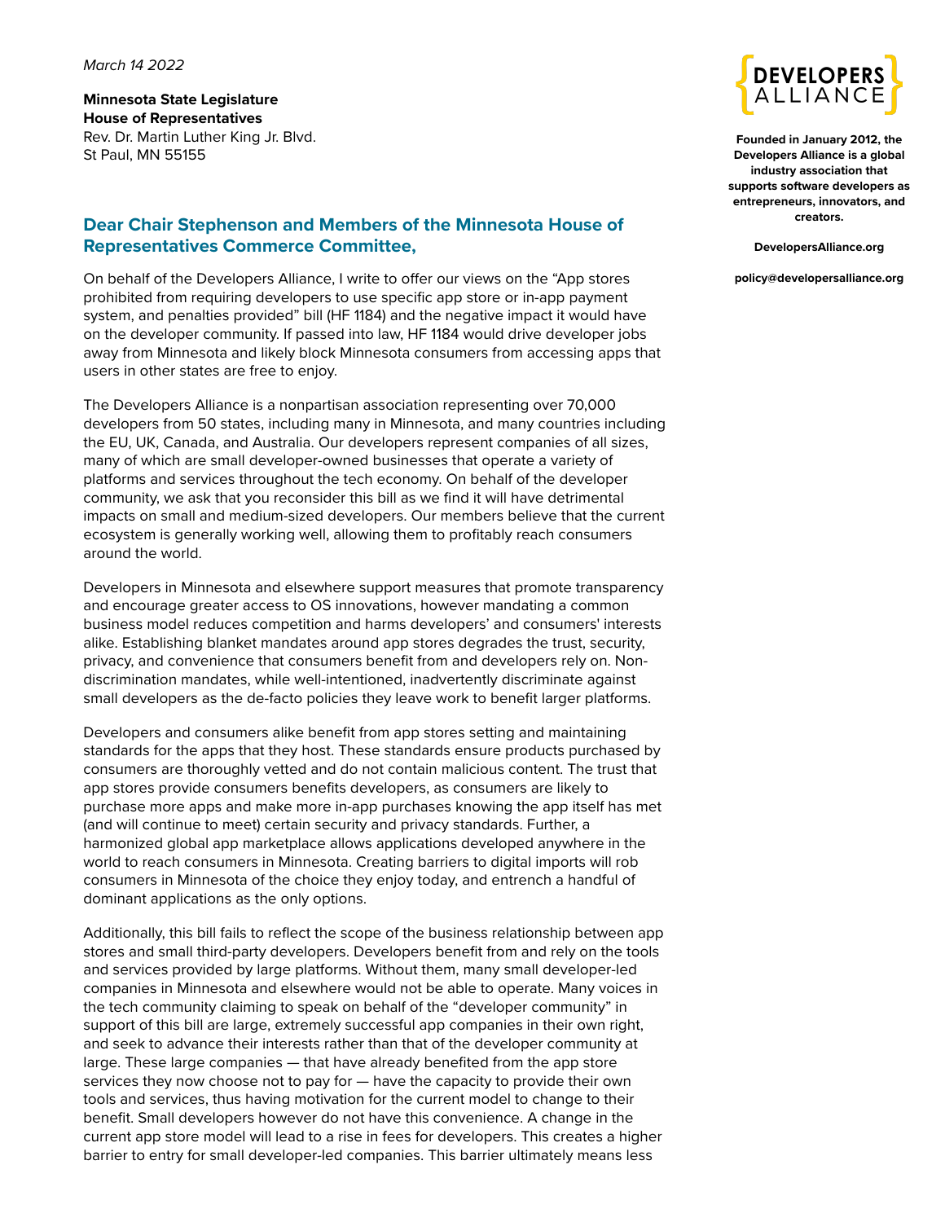*March 14 2022*

**Minnesota State Legislature**
**House of Representatives**
Rev. Dr. Martin Luther King Jr. Blvd.
St Paul, MN 55155

DEVELOPERS ALLIANCE

**Founded in January 2012, the Developers Alliance is a global industry association that supports software developers as entrepreneurs, innovators, and creators.**

**DevelopersAlliance.org**

**policy@developersalliance.org**

## Dear Chair Stephenson and Members of the Minnesota House of Representatives Commerce Committee,

On behalf of the Developers Alliance, I write to offer our views on the "App stores prohibited from requiring developers to use specific app store or in-app payment system, and penalties provided" bill (HF 1184) and the negative impact it would have on the developer community. If passed into law, HF 1184 would drive developer jobs away from Minnesota and likely block Minnesota consumers from accessing apps that users in other states are free to enjoy.

The Developers Alliance is a nonpartisan association representing over 70,000 developers from 50 states, including many in Minnesota, and many countries including the EU, UK, Canada, and Australia. Our developers represent companies of all sizes, many of which are small developer-owned businesses that operate a variety of platforms and services throughout the tech economy. On behalf of the developer community, we ask that you reconsider this bill as we find it will have detrimental impacts on small and medium-sized developers. Our members believe that the current ecosystem is generally working well, allowing them to profitably reach consumers around the world.

Developers in Minnesota and elsewhere support measures that promote transparency and encourage greater access to OS innovations, however mandating a common business model reduces competition and harms developers' and consumers' interests alike. Establishing blanket mandates around app stores degrades the trust, security, privacy, and convenience that consumers benefit from and developers rely on. Non-discrimination mandates, while well-intentioned, inadvertently discriminate against small developers as the de-facto policies they leave work to benefit larger platforms.

Developers and consumers alike benefit from app stores setting and maintaining standards for the apps that they host. These standards ensure products purchased by consumers are thoroughly vetted and do not contain malicious content. The trust that app stores provide consumers benefits developers, as consumers are likely to purchase more apps and make more in-app purchases knowing the app itself has met (and will continue to meet) certain security and privacy standards. Further, a harmonized global app marketplace allows applications developed anywhere in the world to reach consumers in Minnesota. Creating barriers to digital imports will rob consumers in Minnesota of the choice they enjoy today, and entrench a handful of dominant applications as the only options.

Additionally, this bill fails to reflect the scope of the business relationship between app stores and small third-party developers. Developers benefit from and rely on the tools and services provided by large platforms. Without them, many small developer-led companies in Minnesota and elsewhere would not be able to operate. Many voices in the tech community claiming to speak on behalf of the "developer community" in support of this bill are large, extremely successful app companies in their own right, and seek to advance their interests rather than that of the developer community at large. These large companies — that have already benefited from the app store services they now choose not to pay for — have the capacity to provide their own tools and services, thus having motivation for the current model to change to their benefit. Small developers however do not have this convenience. A change in the current app store model will lead to a rise in fees for developers. This creates a higher barrier to entry for small developer-led companies. This barrier ultimately means less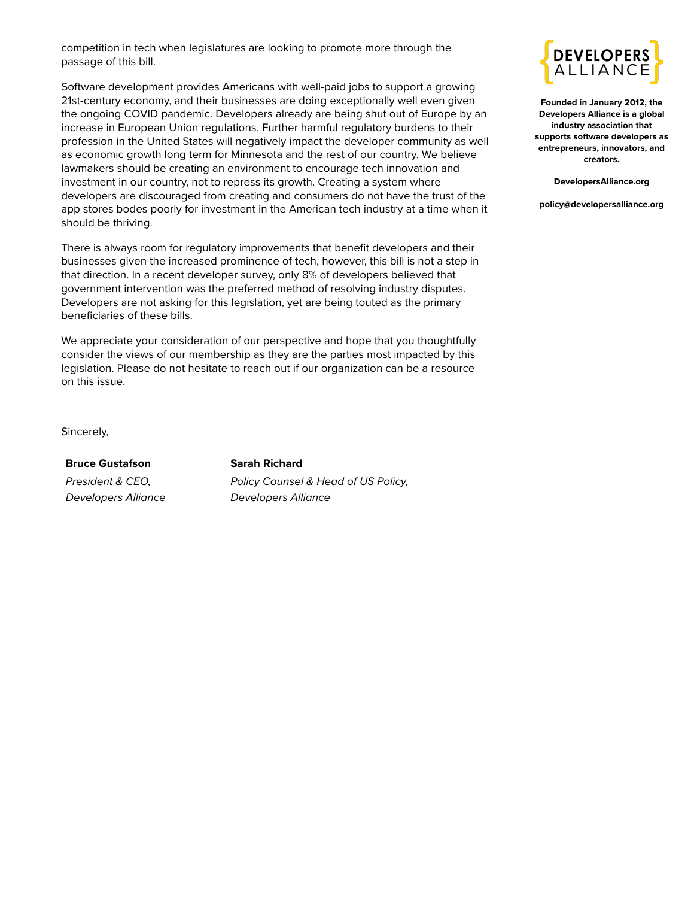competition in tech when legislatures are looking to promote more through the passage of this bill.

Software development provides Americans with well-paid jobs to support a growing 21st-century economy, and their businesses are doing exceptionally well even given the ongoing COVID pandemic. Developers already are being shut out of Europe by an increase in European Union regulations. Further harmful regulatory burdens to their profession in the United States will negatively impact the developer community as well as economic growth long term for Minnesota and the rest of our country. We believe lawmakers should be creating an environment to encourage tech innovation and investment in our country, not to repress its growth. Creating a system where developers are discouraged from creating and consumers do not have the trust of the app stores bodes poorly for investment in the American tech industry at a time when it should be thriving.

There is always room for regulatory improvements that benefit developers and their businesses given the increased prominence of tech, however, this bill is not a step in that direction. In a recent developer survey, only 8% of developers believed that government intervention was the preferred method of resolving industry disputes. Developers are not asking for this legislation, yet are being touted as the primary beneficiaries of these bills.

We appreciate your consideration of our perspective and hope that you thoughtfully consider the views of our membership as they are the parties most impacted by this legislation. Please do not hesitate to reach out if our organization can be a resource on this issue.

Sincerely,

**Bruce Gustafson**
*President & CEO,*
*Developers Alliance*

**Sarah Richard**
*Policy Counsel & Head of US Policy,*
*Developers Alliance*

**DEVELOPERS ALLIANCE**

**Founded in January 2012, the Developers Alliance is a global industry association that supports software developers as entrepreneurs, innovators, and creators.**

**DevelopersAlliance.org**

**policy@developersalliance.org**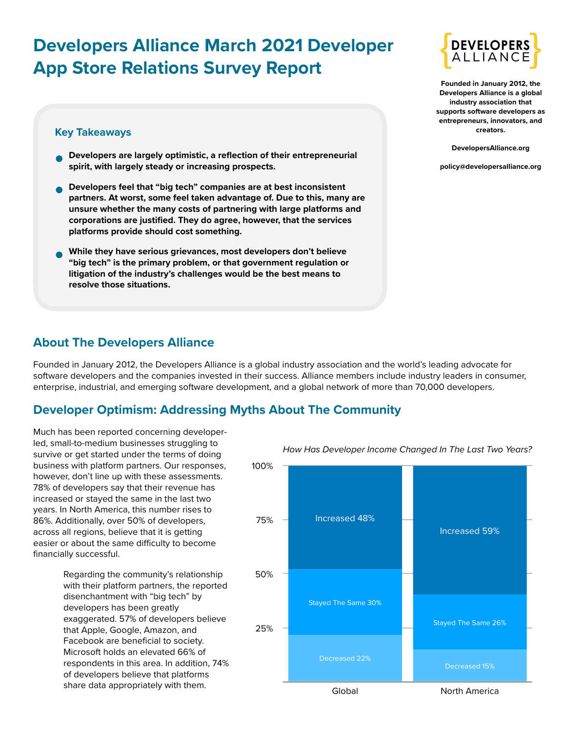# Developers Alliance March 2021 Developer App Store Relations Survey Report

Founded in January 2012, the Developers Alliance is a global industry association that supports software developers as entrepreneurs, innovators, and creators.

DevelopersAlliance.org

policy@developersalliance.org

### Key Takeaways

- **Developers are largely optimistic, a reflection of their entrepreneurial spirit, with largely steady or increasing prospects.**
- **Developers feel that "big tech" companies are at best inconsistent partners. At worst, some feel taken advantage of. Due to this, many are unsure whether the many costs of partnering with large platforms and corporations are justified. They do agree, however, that the services platforms provide should cost something.**
- **While they have serious grievances, most developers don't believe "big tech" is the primary problem, or that government regulation or litigation of the industry's challenges would be the best means to resolve those situations.**

## About The Developers Alliance

Founded in January 2012, the Developers Alliance is a global industry association and the world's leading advocate for software developers and the companies invested in their success. Alliance members include industry leaders in consumer, enterprise, industrial, and emerging software development, and a global network of more than 70,000 developers.

## Developer Optimism: Addressing Myths About The Community

Much has been reported concerning developer-led, small-to-medium businesses struggling to survive or get started under the terms of doing business with platform partners. Our responses, however, don't line up with these assessments. 78% of developers say that their revenue has increased or stayed the same in the last two years. In North America, this number rises to 86%. Additionally, over 50% of developers, across all regions, believe that it is getting easier or about the same difficulty to become financially successful.

Regarding the community's relationship with their platform partners, the reported disenchantment with "big tech" by developers has been greatly exaggerated. 57% of developers believe that Apple, Google, Amazon, and Facebook are beneficial to society. Microsoft holds an elevated 66% of respondents in this area. In addition, 74% of developers believe that platforms share data appropriately with them.

*How Has Developer Income Changed In The Last Two Years?*

| | Global | North America |
|---|---|---|
| Increased | 48% | 59% |
| Stayed The Same | 30% | 26% |
| Decreased | 22% | 15% |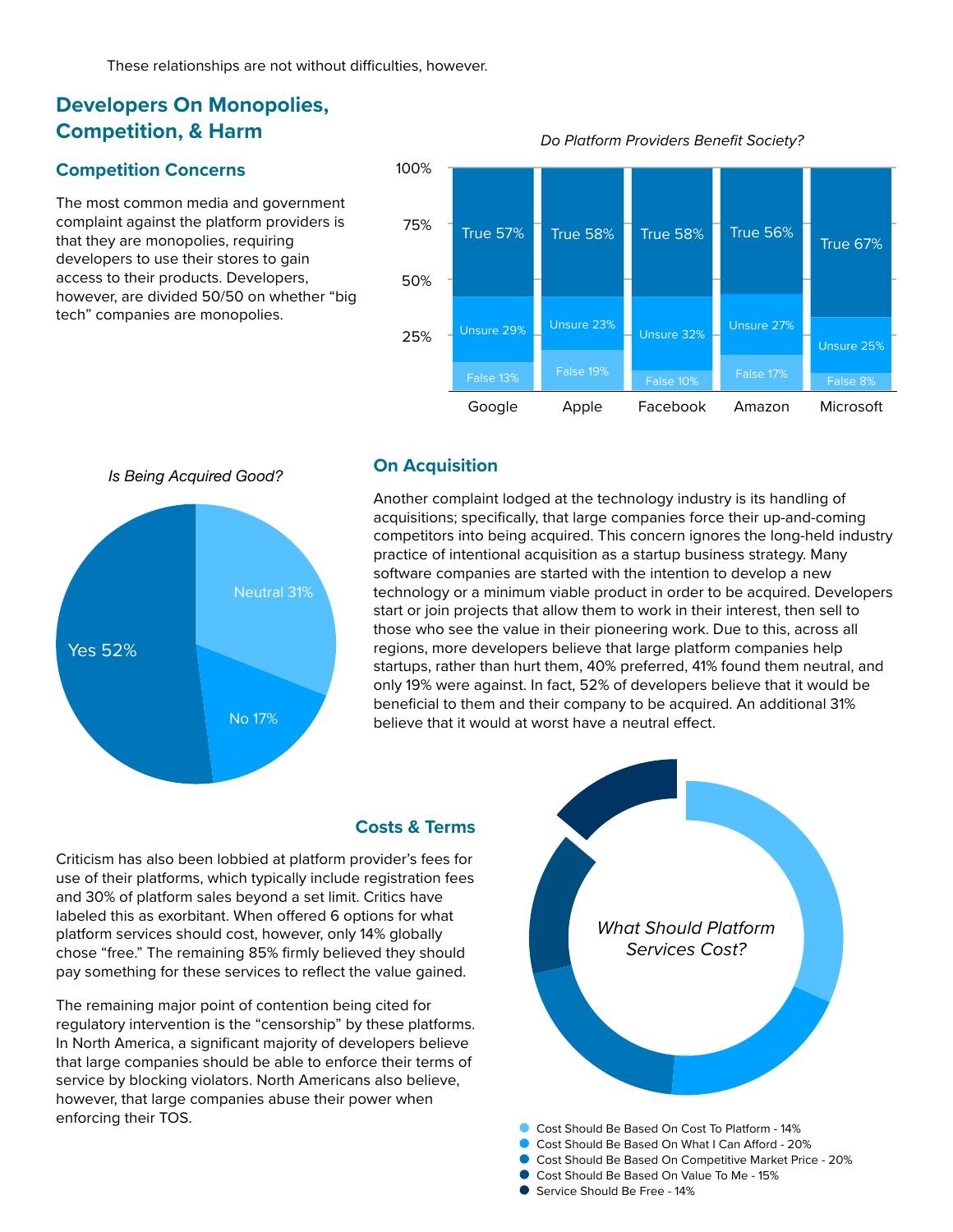These relationships are not without difficulties, however.

## Developers On Monopolies, Competition, & Harm

### Competition Concerns

The most common media and government complaint against the platform providers is that they are monopolies, requiring developers to use their stores to gain access to their products. Developers, however, are divided 50/50 on whether "big tech" companies are monopolies.

*Do Platform Providers Benefit Society?*

| | Google | Apple | Facebook | Amazon | Microsoft |
|---|---|---|---|---|---|
| True | 57% | 58% | 58% | 56% | 67% |
| Unsure | 29% | 23% | 32% | 27% | 25% |
| False | 13% | 19% | 10% | 17% | 8% |

*Is Being Acquired Good?*

| Response | Share |
|---|---|
| Yes | 52% |
| Neutral | 31% |
| No | 17% |

### On Acquisition

Another complaint lodged at the technology industry is its handling of acquisitions; specifically, that large companies force their up-and-coming competitors into being acquired. This concern ignores the long-held industry practice of intentional acquisition as a startup business strategy. Many software companies are started with the intention to develop a new technology or a minimum viable product in order to be acquired. Developers start or join projects that allow them to work in their interest, then sell to those who see the value in their pioneering work. Due to this, across all regions, more developers believe that large platform companies help startups, rather than hurt them, 40% preferred, 41% found them neutral, and only 19% were against. In fact, 52% of developers believe that it would be beneficial to them and their company to be acquired. An additional 31% believe that it would at worst have a neutral effect.

### Costs & Terms

Criticism has also been lobbied at platform provider's fees for use of their platforms, which typically include registration fees and 30% of platform sales beyond a set limit. Critics have labeled this as exorbitant. When offered 6 options for what platform services should cost, however, only 14% globally chose "free." The remaining 85% firmly believed they should pay something for these services to reflect the value gained.

The remaining major point of contention being cited for regulatory intervention is the "censorship" by these platforms. In North America, a significant majority of developers believe that large companies should be able to enforce their terms of service by blocking violators. North Americans also believe, however, that large companies abuse their power when enforcing their TOS.

*What Should Platform Services Cost?*

- Cost Should Be Based On Cost To Platform - 14%
- Cost Should Be Based On What I Can Afford - 20%
- Cost Should Be Based On Competitive Market Price - 20%
- Cost Should Be Based On Value To Me - 15%
- Service Should Be Free - 14%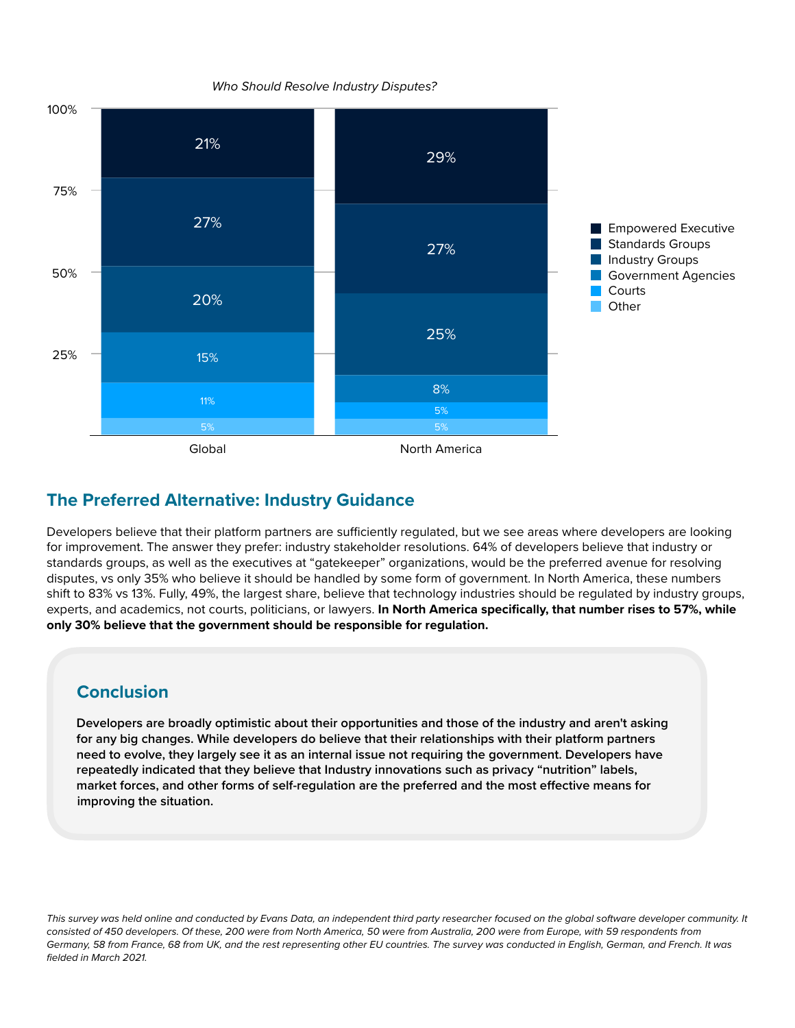*Who Should Resolve Industry Disputes?*

100%
75%
50%
25%

Global: 21%, 27%, 20%, 15%, 11%, 5%

North America: 29%, 27%, 25%, 8%, 5%, 5%

Empowered Executive
Standards Groups
Industry Groups
Government Agencies
Courts
Other

## The Preferred Alternative: Industry Guidance

Developers believe that their platform partners are sufficiently regulated, but we see areas where developers are looking for improvement. The answer they prefer: industry stakeholder resolutions. 64% of developers believe that industry or standards groups, as well as the executives at "gatekeeper" organizations, would be the preferred avenue for resolving disputes, vs only 35% who believe it should be handled by some form of government. In North America, these numbers shift to 83% vs 13%. Fully, 49%, the largest share, believe that technology industries should be regulated by industry groups, experts, and academics, not courts, politicians, or lawyers. **In North America specifically, that number rises to 57%, while only 30% believe that the government should be responsible for regulation.**

## Conclusion

**Developers are broadly optimistic about their opportunities and those of the industry and aren't asking for any big changes. While developers do believe that their relationships with their platform partners need to evolve, they largely see it as an internal issue not requiring the government. Developers have repeatedly indicated that they believe that Industry innovations such as privacy "nutrition" labels, market forces, and other forms of self-regulation are the preferred and the most effective means for improving the situation.**

*This survey was held online and conducted by Evans Data, an independent third party researcher focused on the global software developer community. It consisted of 450 developers. Of these, 200 were from North America, 50 were from Australia, 200 were from Europe, with 59 respondents from Germany, 58 from France, 68 from UK, and the rest representing other EU countries. The survey was conducted in English, German, and French. It was fielded in March 2021.*